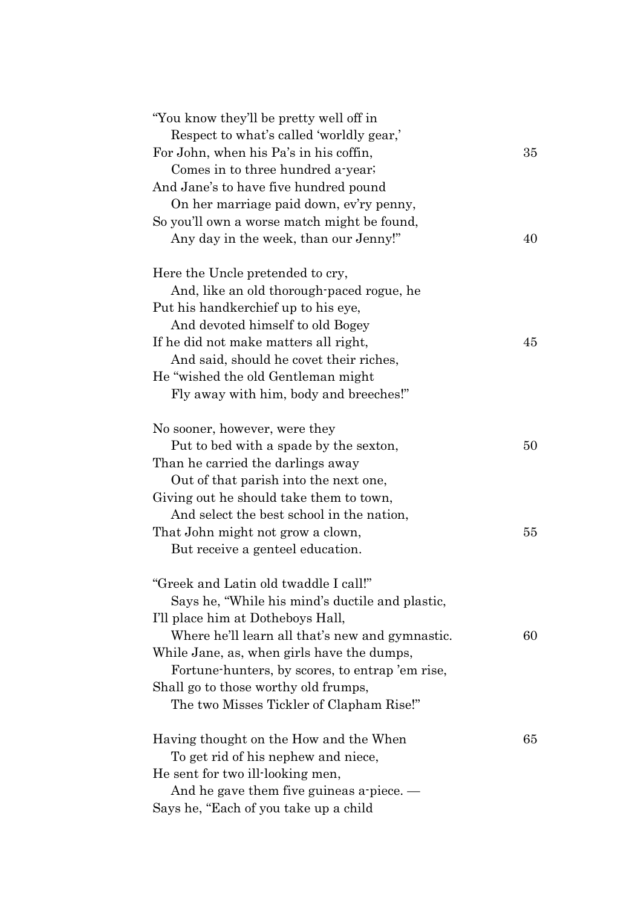"You know they'll be pretty well off in
  Respect to what's called 'worldly gear,'
For John, when his Pa's in his coffin, 35
  Comes in to three hundred a-year;
And Jane's to have five hundred pound
  On her marriage paid down, ev'ry penny,
So you'll own a worse match might be found,
  Any day in the week, than our Jenny!" 40

Here the Uncle pretended to cry,
  And, like an old thorough-paced rogue, he
Put his handkerchief up to his eye,
  And devoted himself to old Bogey
If he did not make matters all right, 45
  And said, should he covet their riches,
He "wished the old Gentleman might
  Fly away with him, body and breeches!"

No sooner, however, were they
  Put to bed with a spade by the sexton, 50
Than he carried the darlings away
  Out of that parish into the next one,
Giving out he should take them to town,
  And select the best school in the nation,
That John might not grow a clown, 55
  But receive a genteel education.

"Greek and Latin old twaddle I call!"
  Says he, "While his mind's ductile and plastic,
I'll place him at Dotheboys Hall,
  Where he'll learn all that's new and gymnastic. 60
While Jane, as, when girls have the dumps,
  Fortune-hunters, by scores, to entrap 'em rise,
Shall go to those worthy old frumps,
  The two Misses Tickler of Clapham Rise!"

Having thought on the How and the When 65
  To get rid of his nephew and niece,
He sent for two ill-looking men,
  And he gave them five guineas a-piece. —
Says he, "Each of you take up a child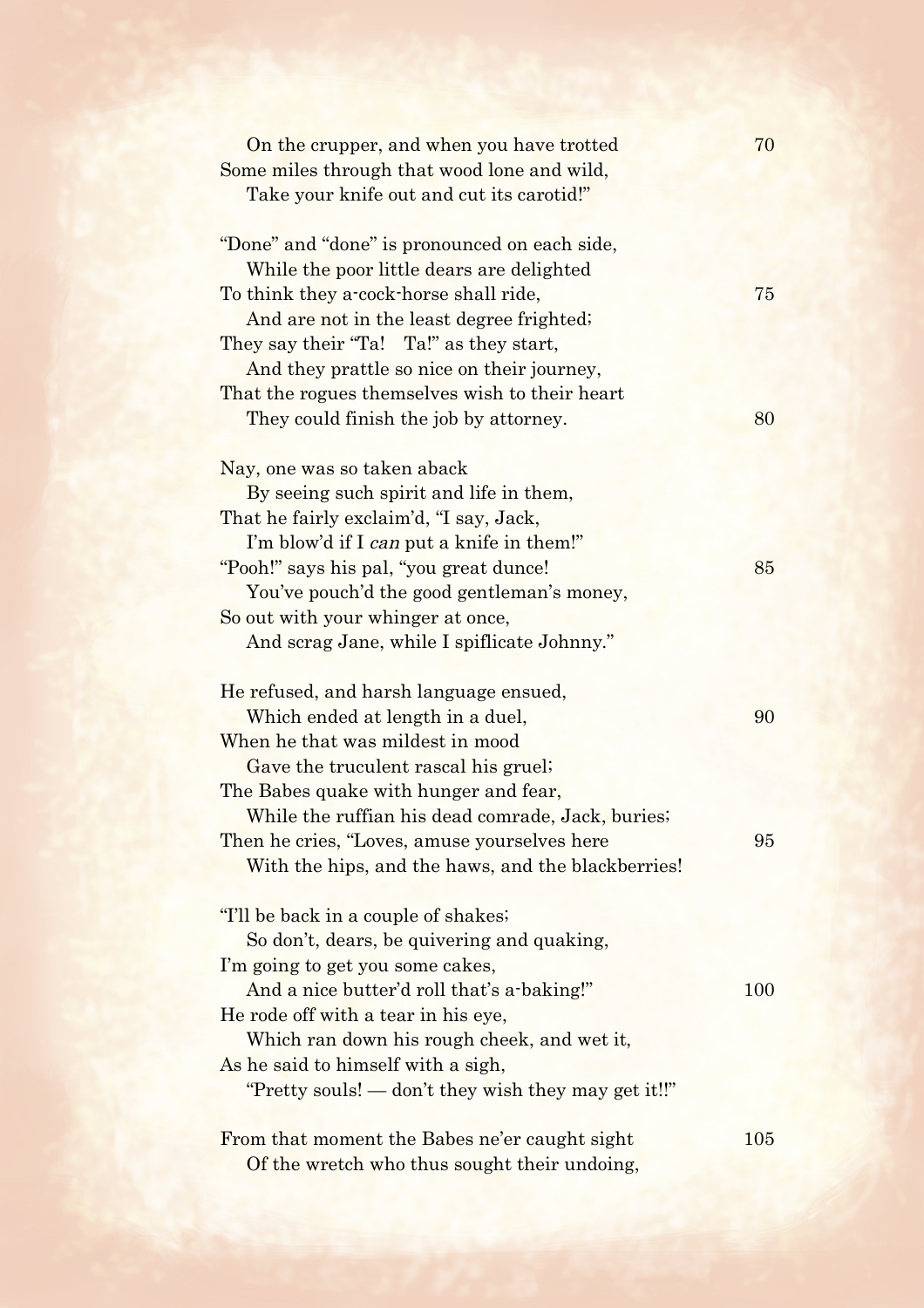On the crupper, and when you have trotted  
Some miles through that wood lone and wild,  
Take your knife out and cut its carotid!"

"Done" and "done" is pronounced on each side,  
While the poor little dears are delighted  
To think they a-cock-horse shall ride,  
And are not in the least degree frighted;  
They say their "Ta!   Ta!" as they start,  
And they prattle so nice on their journey,  
That the rogues themselves wish to their heart  
They could finish the job by attorney.

Nay, one was so taken aback  
By seeing such spirit and life in them,  
That he fairly exclaim'd, "I say, Jack,  
I'm blow'd if I *can* put a knife in them!"  
"Pooh!" says his pal, "you great dunce!  
You've pouch'd the good gentleman's money,  
So out with your whinger at once,  
And scrag Jane, while I spiflicate Johnny."

He refused, and harsh language ensued,  
Which ended at length in a duel,  
When he that was mildest in mood  
Gave the truculent rascal his gruel;  
The Babes quake with hunger and fear,  
While the ruffian his dead comrade, Jack, buries;  
Then he cries, "Loves, amuse yourselves here  
With the hips, and the haws, and the blackberries!

"I'll be back in a couple of shakes;  
So don't, dears, be quivering and quaking,  
I'm going to get you some cakes,  
And a nice butter'd roll that's a-baking!"  
He rode off with a tear in his eye,  
Which ran down his rough cheek, and wet it,  
As he said to himself with a sigh,  
"Pretty souls! — don't they wish they may get it!!"

From that moment the Babes ne'er caught sight  
Of the wretch who thus sought their undoing,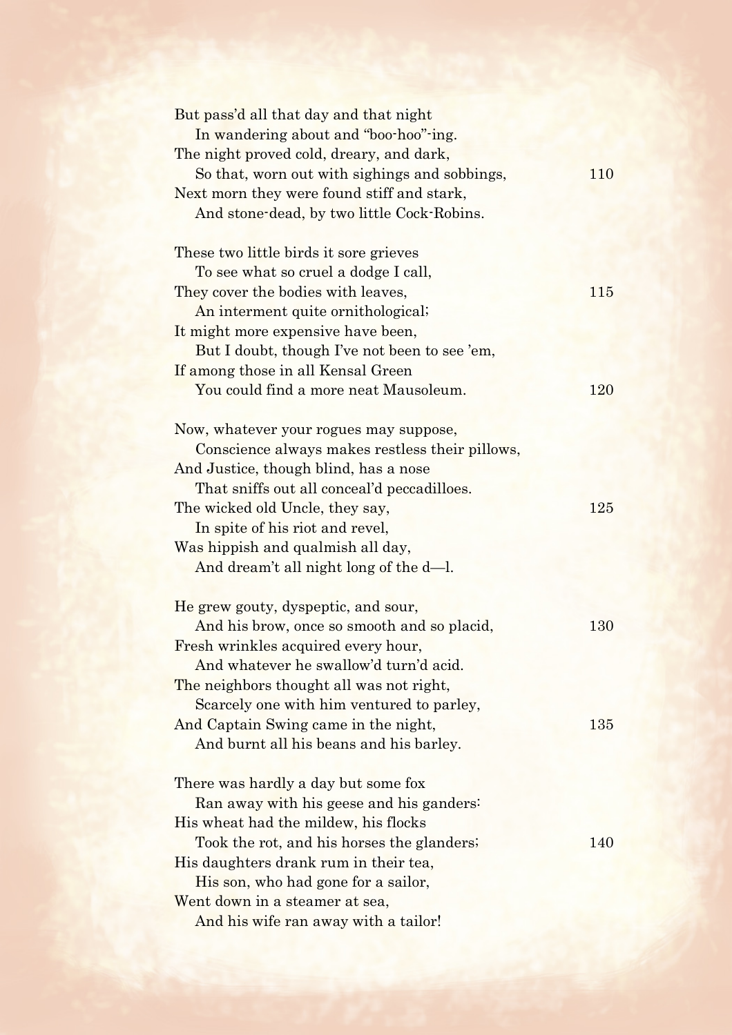But pass'd all that day and that night  
    In wandering about and "boo-hoo"-ing.  
The night proved cold, dreary, and dark,  
    So that, worn out with sighings and sobbings,         110  
Next morn they were found stiff and stark,  
    And stone-dead, by two little Cock-Robins.

These two little birds it sore grieves  
    To see what so cruel a dodge I call,  
They cover the bodies with leaves,         115  
    An interment quite ornithological;  
It might more expensive have been,  
    But I doubt, though I've not been to see 'em,  
If among those in all Kensal Green  
    You could find a more neat Mausoleum.         120

Now, whatever your rogues may suppose,  
    Conscience always makes restless their pillows,  
And Justice, though blind, has a nose  
    That sniffs out all conceal'd peccadilloes.  
The wicked old Uncle, they say,         125  
    In spite of his riot and revel,  
Was hippish and qualmish all day,  
    And dream't all night long of the d—l.

He grew gouty, dyspeptic, and sour,  
    And his brow, once so smooth and so placid,         130  
Fresh wrinkles acquired every hour,  
    And whatever he swallow'd turn'd acid.  
The neighbors thought all was not right,  
    Scarcely one with him ventured to parley,  
And Captain Swing came in the night,         135  
    And burnt all his beans and his barley.

There was hardly a day but some fox  
    Ran away with his geese and his ganders:  
His wheat had the mildew, his flocks  
    Took the rot, and his horses the glanders;         140  
His daughters drank rum in their tea,  
    His son, who had gone for a sailor,  
Went down in a steamer at sea,  
    And his wife ran away with a tailor!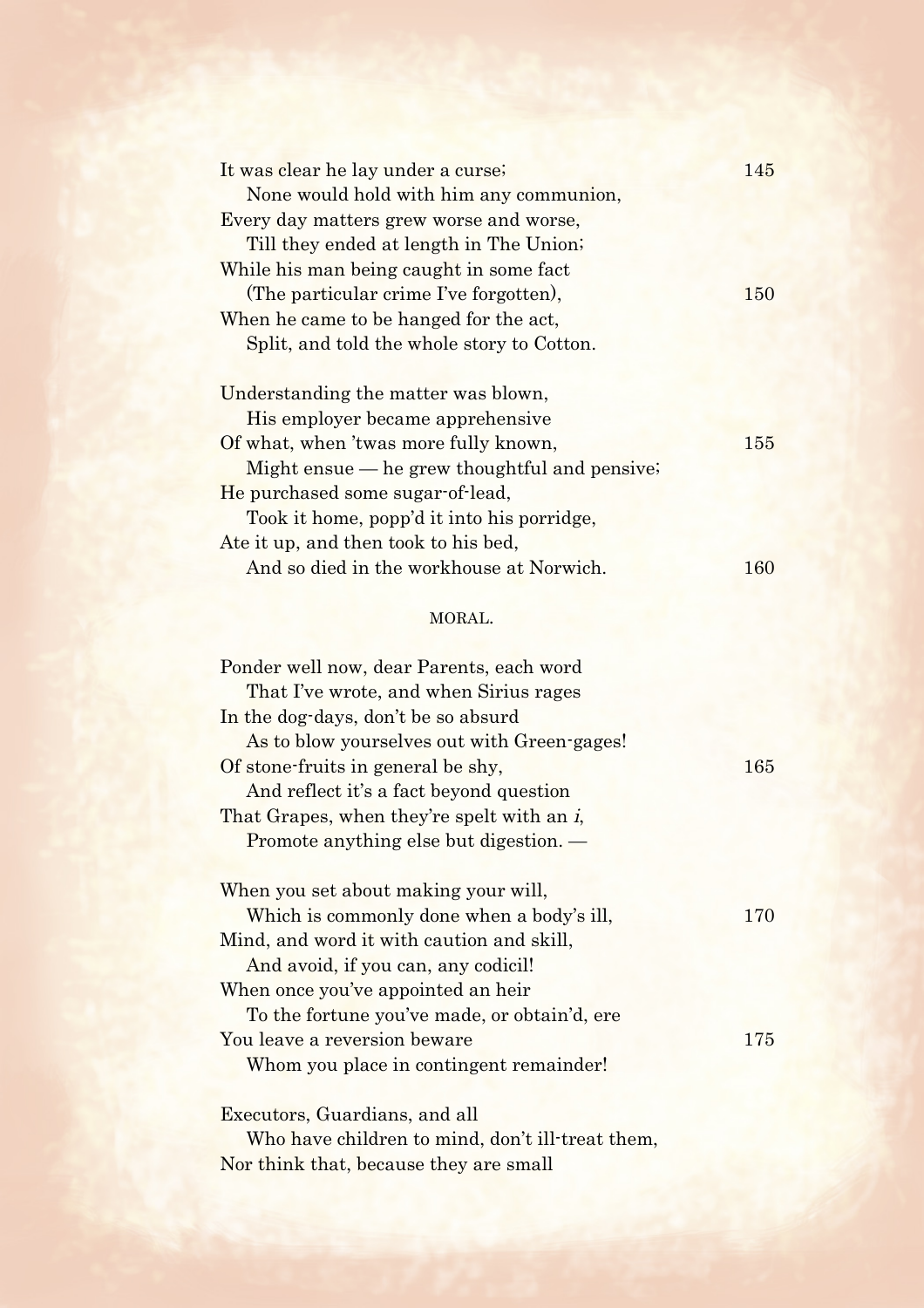It was clear he lay under a curse;  
  None would hold with him any communion,  
Every day matters grew worse and worse,  
  Till they ended at length in The Union;  
While his man being caught in some fact  
  (The particular crime I've forgotten),  
When he came to be hanged for the act,  
  Split, and told the whole story to Cotton.

Understanding the matter was blown,  
  His employer became apprehensive  
Of what, when 'twas more fully known,  
  Might ensue — he grew thoughtful and pensive;  
He purchased some sugar-of-lead,  
  Took it home, popp'd it into his porridge,  
Ate it up, and then took to his bed,  
  And so died in the workhouse at Norwich.

MORAL.

Ponder well now, dear Parents, each word  
  That I've wrote, and when Sirius rages  
In the dog-days, don't be so absurd  
  As to blow yourselves out with Green-gages!  
Of stone-fruits in general be shy,  
  And reflect it's a fact beyond question  
That Grapes, when they're spelt with an *i*,  
  Promote anything else but digestion. —

When you set about making your will,  
  Which is commonly done when a body's ill,  
Mind, and word it with caution and skill,  
  And avoid, if you can, any codicil!  
When once you've appointed an heir  
  To the fortune you've made, or obtain'd, ere  
You leave a reversion beware  
  Whom you place in contingent remainder!

Executors, Guardians, and all  
  Who have children to mind, don't ill-treat them,  
Nor think that, because they are small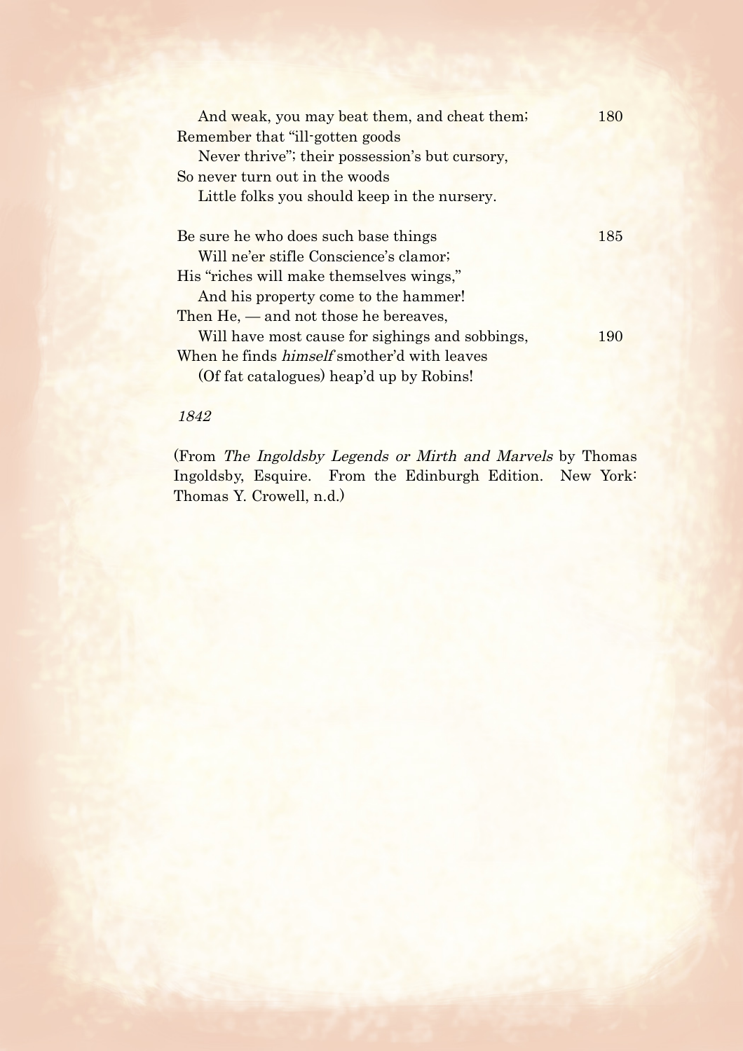And weak, you may beat them, and cheat them; 180  
Remember that "ill-gotten goods  
Never thrive"; their possession's but cursory,  
So never turn out in the woods  
Little folks you should keep in the nursery.

Be sure he who does such base things 185  
Will ne'er stifle Conscience's clamor;  
His "riches will make themselves wings,"  
And his property come to the hammer!  
Then He, — and not those he bereaves,  
Will have most cause for sighings and sobbings, 190  
When he finds *himself* smother'd with leaves  
(Of fat catalogues) heap'd up by Robins!

*1842*

(From *The Ingoldsby Legends or Mirth and Marvels* by Thomas Ingoldsby, Esquire. From the Edinburgh Edition. New York: Thomas Y. Crowell, n.d.)